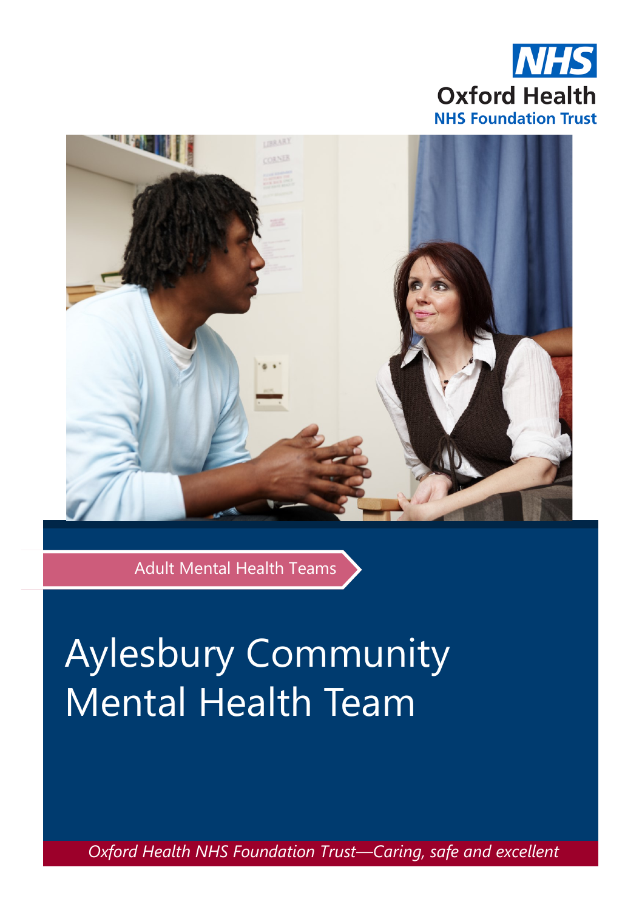NHS

Oxford Health

NHS Foundation Trust

Adult Mental Health Teams

# Aylesbury Community Mental Health Team

*Oxford Health NHS Foundation Trust—Caring, safe and excellent*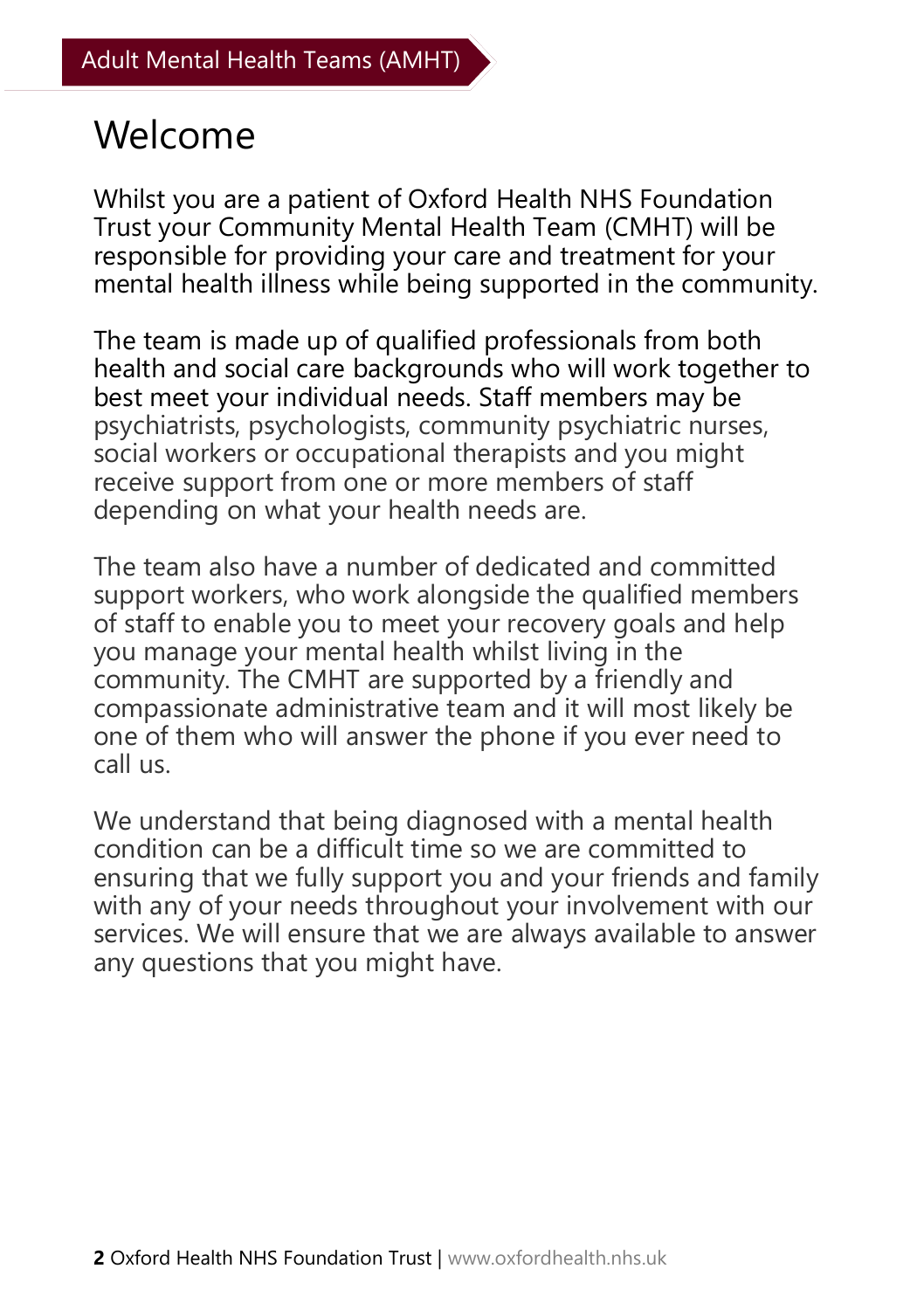# Welcome

Whilst you are a patient of Oxford Health NHS Foundation Trust your Community Mental Health Team (CMHT) will be responsible for providing your care and treatment for your mental health illness while being supported in the community.

The team is made up of qualified professionals from both health and social care backgrounds who will work together to best meet your individual needs. Staff members may be psychiatrists, psychologists, community psychiatric nurses, social workers or occupational therapists and you might receive support from one or more members of staff depending on what your health needs are.

The team also have a number of dedicated and committed support workers, who work alongside the qualified members of staff to enable you to meet your recovery goals and help you manage your mental health whilst living in the community. The CMHT are supported by a friendly and compassionate administrative team and it will most likely be one of them who will answer the phone if you ever need to call us.

We understand that being diagnosed with a mental health condition can be a difficult time so we are committed to ensuring that we fully support you and your friends and family with any of your needs throughout your involvement with our services. We will ensure that we are always available to answer any questions that you might have.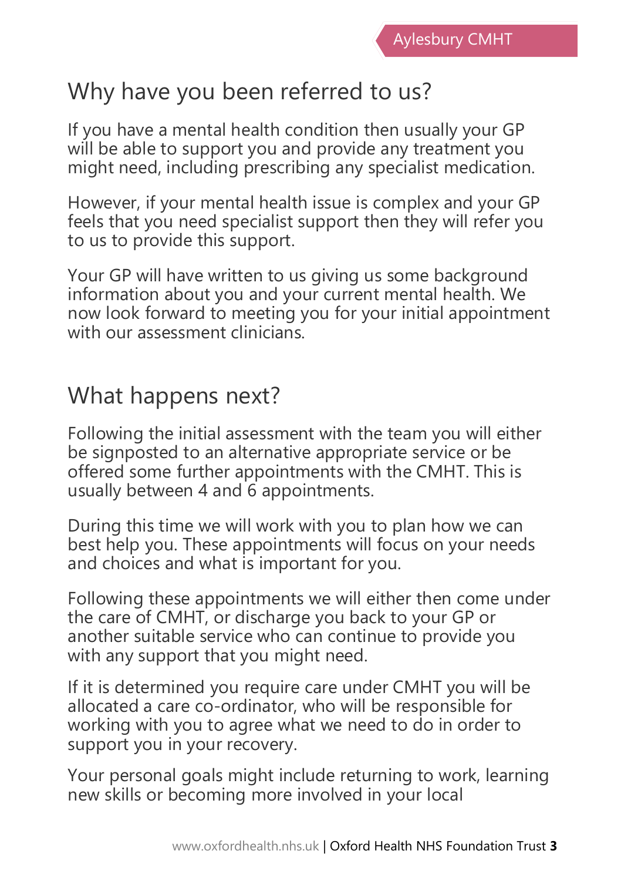## Why have you been referred to us?

If you have a mental health condition then usually your GP will be able to support you and provide any treatment you might need, including prescribing any specialist medication.

However, if your mental health issue is complex and your GP feels that you need specialist support then they will refer you to us to provide this support.

Your GP will have written to us giving us some background information about you and your current mental health. We now look forward to meeting you for your initial appointment with our assessment clinicians.

## What happens next?

Following the initial assessment with the team you will either be signposted to an alternative appropriate service or be offered some further appointments with the CMHT. This is usually between 4 and 6 appointments.

During this time we will work with you to plan how we can best help you. These appointments will focus on your needs and choices and what is important for you.

Following these appointments we will either then come under the care of CMHT, or discharge you back to your GP or another suitable service who can continue to provide you with any support that you might need.

If it is determined you require care under CMHT you will be allocated a care co-ordinator, who will be responsible for working with you to agree what we need to do in order to support you in your recovery.

Your personal goals might include returning to work, learning new skills or becoming more involved in your local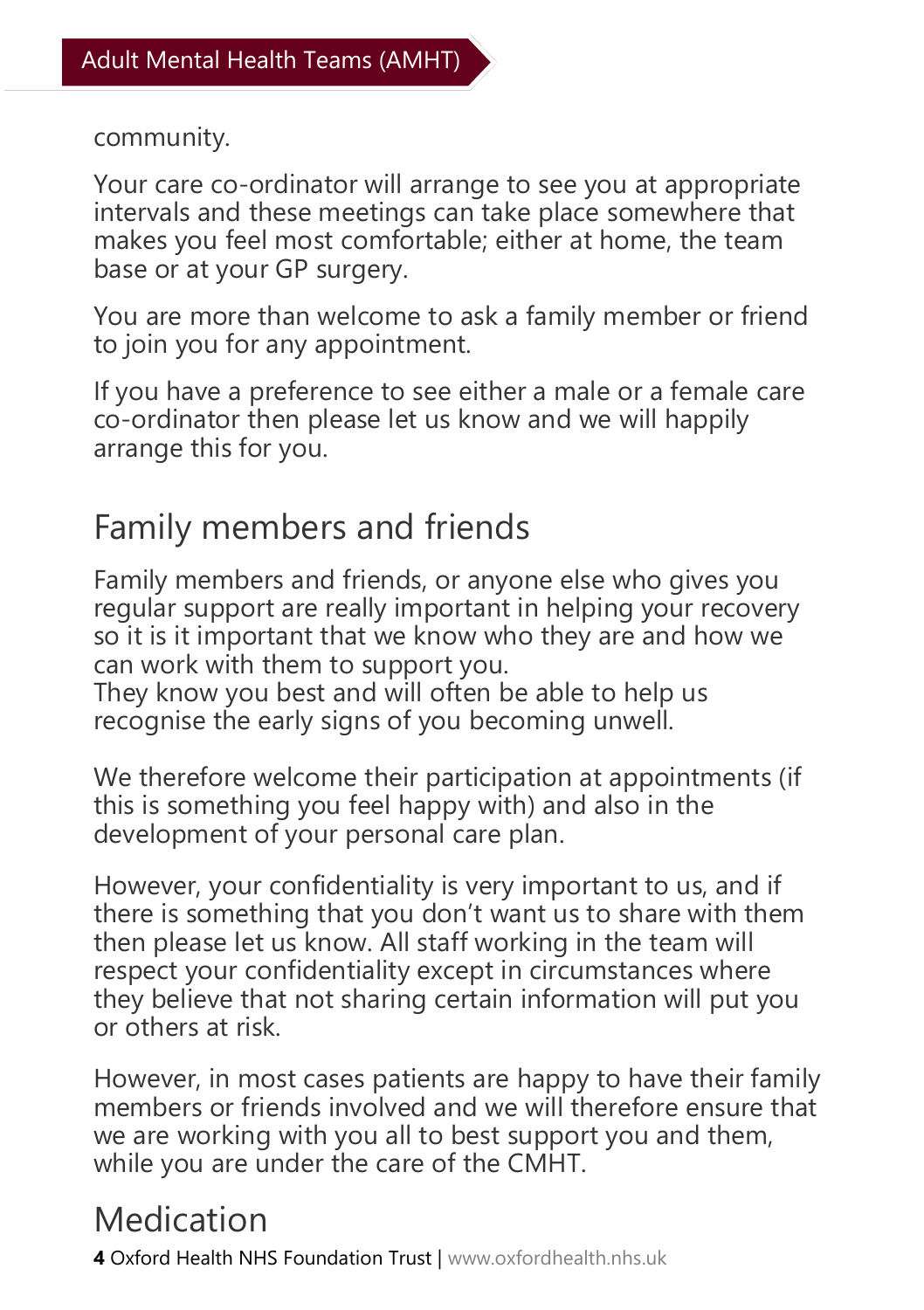community.

Your care co-ordinator will arrange to see you at appropriate intervals and these meetings can take place somewhere that makes you feel most comfortable; either at home, the team base or at your GP surgery.

You are more than welcome to ask a family member or friend to join you for any appointment.

If you have a preference to see either a male or a female care co-ordinator then please let us know and we will happily arrange this for you.

## Family members and friends

Family members and friends, or anyone else who gives you regular support are really important in helping your recovery so it is it important that we know who they are and how we can work with them to support you.
They know you best and will often be able to help us recognise the early signs of you becoming unwell.

We therefore welcome their participation at appointments (if this is something you feel happy with) and also in the development of your personal care plan.

However, your confidentiality is very important to us, and if there is something that you don't want us to share with them then please let us know. All staff working in the team will respect your confidentiality except in circumstances where they believe that not sharing certain information will put you or others at risk.

However, in most cases patients are happy to have their family members or friends involved and we will therefore ensure that we are working with you all to best support you and them, while you are under the care of the CMHT.

## Medication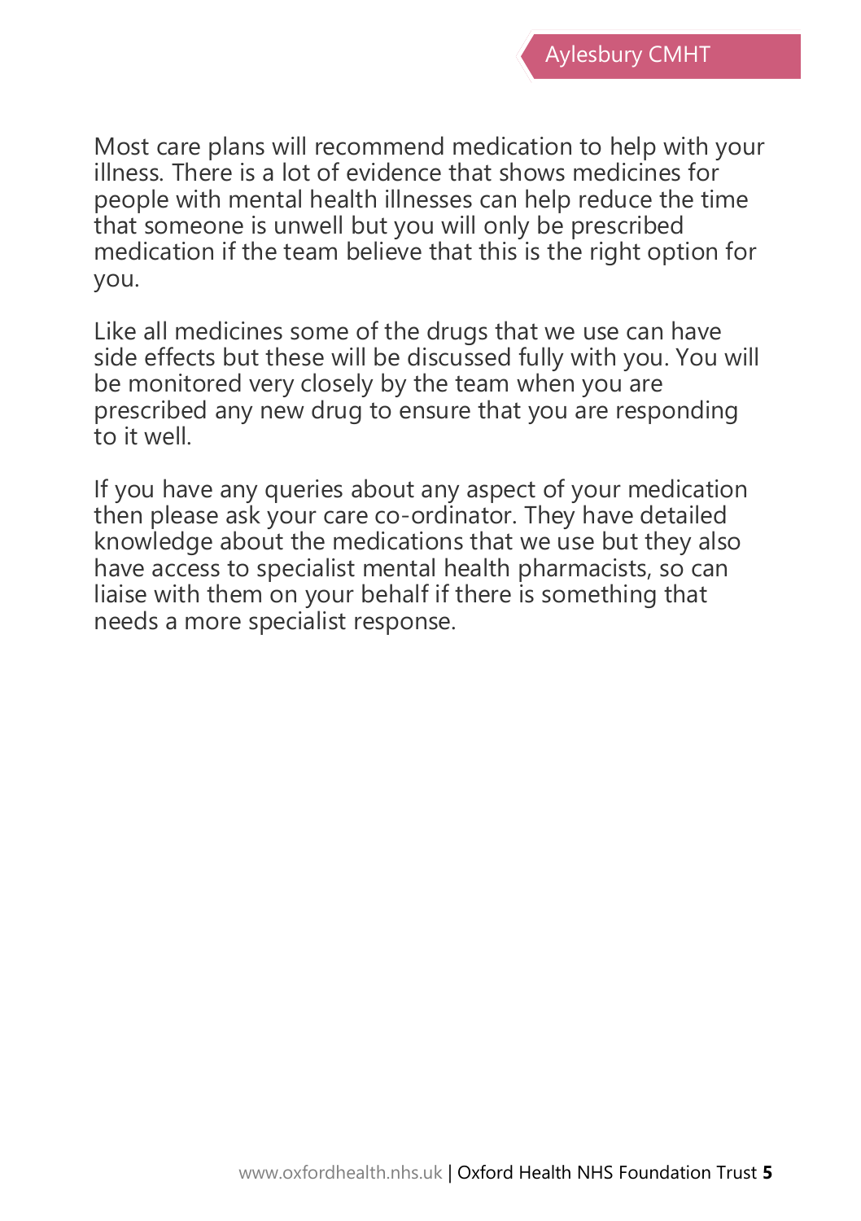Most care plans will recommend medication to help with your illness. There is a lot of evidence that shows medicines for people with mental health illnesses can help reduce the time that someone is unwell but you will only be prescribed medication if the team believe that this is the right option for you.

Like all medicines some of the drugs that we use can have side effects but these will be discussed fully with you. You will be monitored very closely by the team when you are prescribed any new drug to ensure that you are responding to it well.

If you have any queries about any aspect of your medication then please ask your care co-ordinator. They have detailed knowledge about the medications that we use but they also have access to specialist mental health pharmacists, so can liaise with them on your behalf if there is something that needs a more specialist response.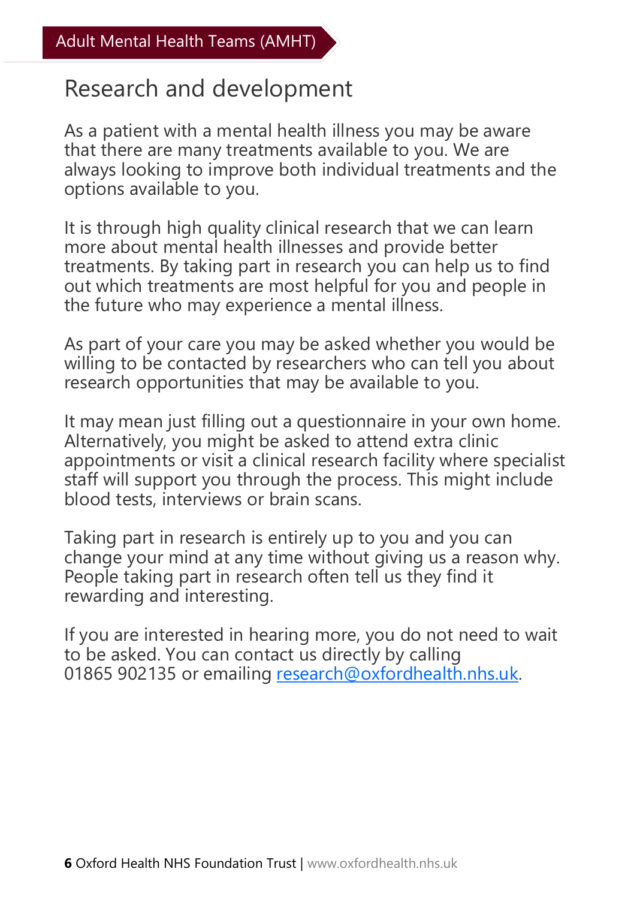## Research and development

As a patient with a mental health illness you may be aware that there are many treatments available to you. We are always looking to improve both individual treatments and the options available to you.

It is through high quality clinical research that we can learn more about mental health illnesses and provide better treatments. By taking part in research you can help us to find out which treatments are most helpful for you and people in the future who may experience a mental illness.

As part of your care you may be asked whether you would be willing to be contacted by researchers who can tell you about research opportunities that may be available to you.

It may mean just filling out a questionnaire in your own home. Alternatively, you might be asked to attend extra clinic appointments or visit a clinical research facility where specialist staff will support you through the process. This might include blood tests, interviews or brain scans.

Taking part in research is entirely up to you and you can change your mind at any time without giving us a reason why. People taking part in research often tell us they find it rewarding and interesting.

If you are interested in hearing more, you do not need to wait to be asked. You can contact us directly by calling 01865 902135 or emailing research@oxfordhealth.nhs.uk.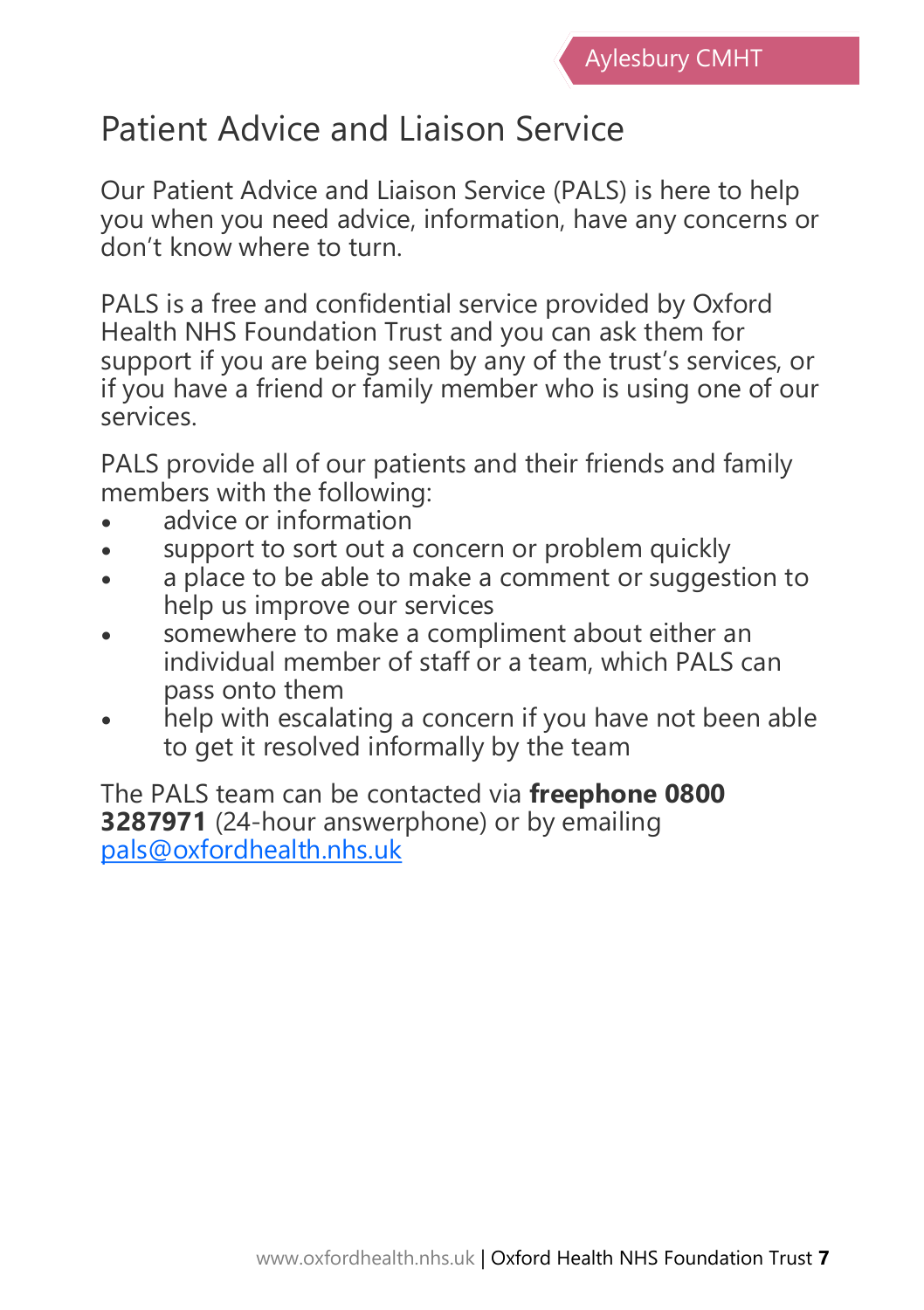# Patient Advice and Liaison Service

Our Patient Advice and Liaison Service (PALS) is here to help you when you need advice, information, have any concerns or don't know where to turn.

PALS is a free and confidential service provided by Oxford Health NHS Foundation Trust and you can ask them for support if you are being seen by any of the trust's services, or if you have a friend or family member who is using one of our services.

PALS provide all of our patients and their friends and family members with the following:

- advice or information
- support to sort out a concern or problem quickly
- a place to be able to make a comment or suggestion to help us improve our services
- somewhere to make a compliment about either an individual member of staff or a team, which PALS can pass onto them
- help with escalating a concern if you have not been able to get it resolved informally by the team

The PALS team can be contacted via **freephone 0800 3287971** (24-hour answerphone) or by emailing pals@oxfordhealth.nhs.uk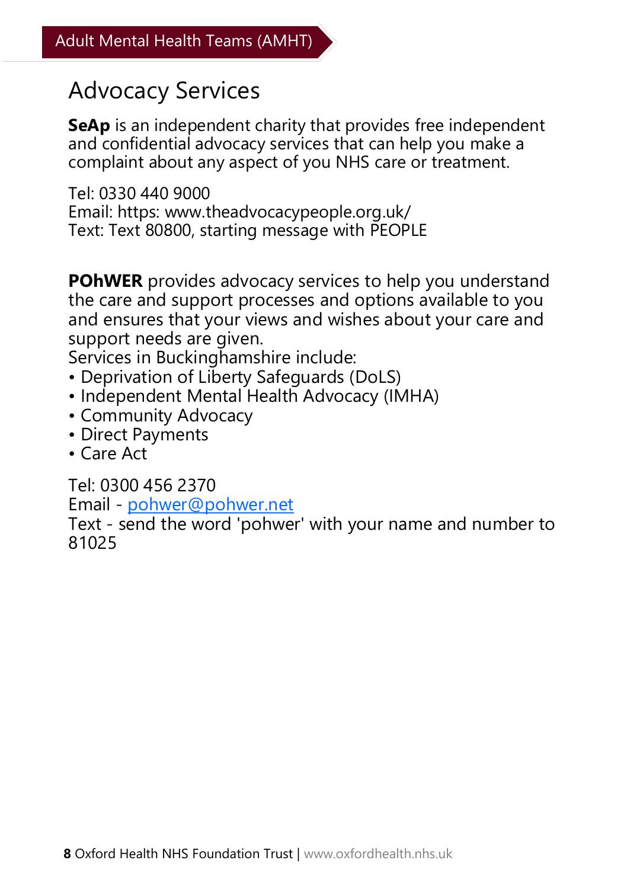Adult Mental Health Teams (AMHT)

# Advocacy Services

**SeAp** is an independent charity that provides free independent and confidential advocacy services that can help you make a complaint about any aspect of you NHS care or treatment.

Tel: 0330 440 9000
Email: https: www.theadvocacypeople.org.uk/
Text: Text 80800, starting message with PEOPLE

**POhWER** provides advocacy services to help you understand the care and support processes and options available to you and ensures that your views and wishes about your care and support needs are given.
Services in Buckinghamshire include:

- Deprivation of Liberty Safeguards (DoLS)
- Independent Mental Health Advocacy (IMHA)
- Community Advocacy
- Direct Payments
- Care Act

Tel: 0300 456 2370
Email - pohwer@pohwer.net
Text - send the word 'pohwer' with your name and number to 81025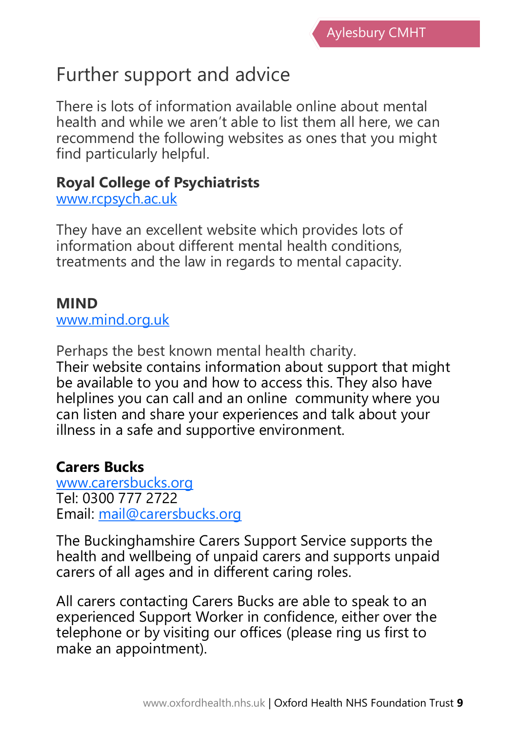## Further support and advice

There is lots of information available online about mental health and while we aren't able to list them all here, we can recommend the following websites as ones that you might find particularly helpful.

**Royal College of Psychiatrists**
www.rcpsych.ac.uk

They have an excellent website which provides lots of information about different mental health conditions, treatments and the law in regards to mental capacity.

**MIND**
www.mind.org.uk

Perhaps the best known mental health charity.
Their website contains information about support that might be available to you and how to access this. They also have helplines you can call and an online community where you can listen and share your experiences and talk about your illness in a safe and supportive environment.

**Carers Bucks**
www.carersbucks.org
Tel: 0300 777 2722
Email: mail@carersbucks.org

The Buckinghamshire Carers Support Service supports the health and wellbeing of unpaid carers and supports unpaid carers of all ages and in different caring roles.

All carers contacting Carers Bucks are able to speak to an experienced Support Worker in confidence, either over the telephone or by visiting our offices (please ring us first to make an appointment).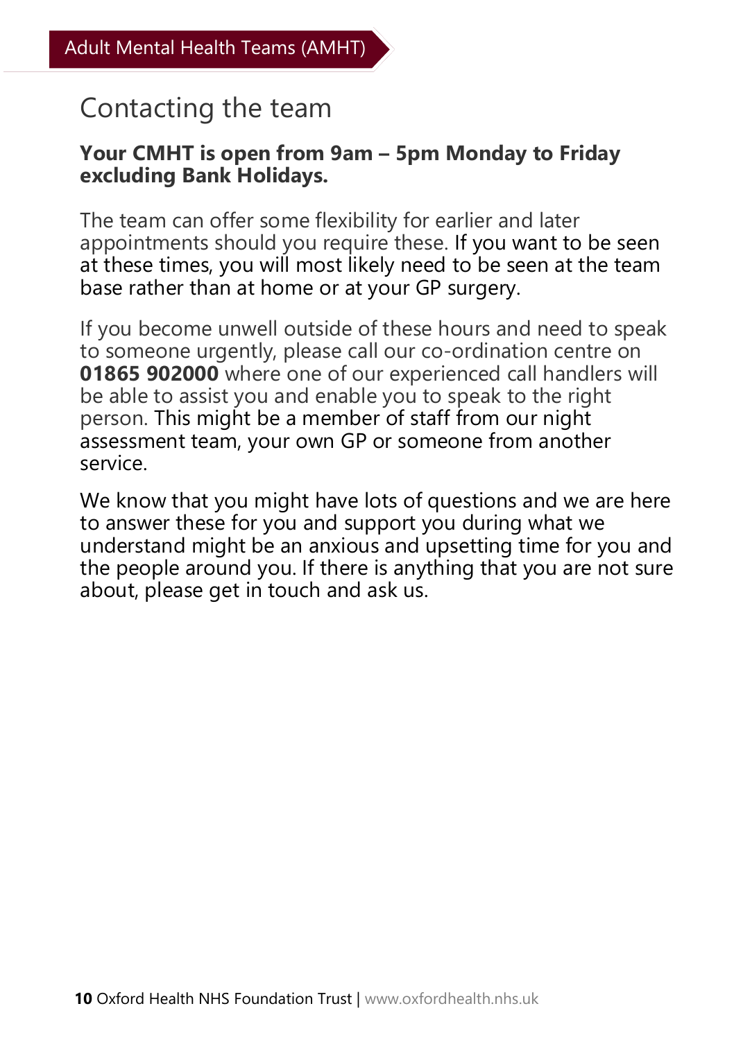Adult Mental Health Teams (AMHT)

## Contacting the team

**Your CMHT is open from 9am – 5pm Monday to Friday excluding Bank Holidays.**

The team can offer some flexibility for earlier and later appointments should you require these. If you want to be seen at these times, you will most likely need to be seen at the team base rather than at home or at your GP surgery.

If you become unwell outside of these hours and need to speak to someone urgently, please call our co-ordination centre on **01865 902000** where one of our experienced call handlers will be able to assist you and enable you to speak to the right person. This might be a member of staff from our night assessment team, your own GP or someone from another service.

We know that you might have lots of questions and we are here to answer these for you and support you during what we understand might be an anxious and upsetting time for you and the people around you. If there is anything that you are not sure about, please get in touch and ask us.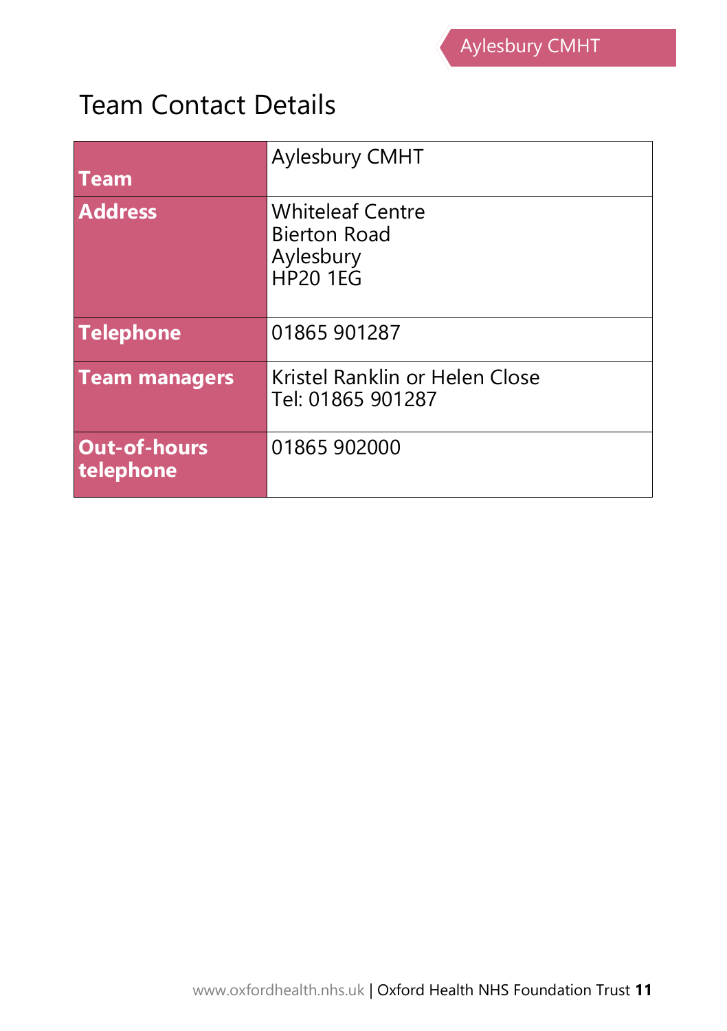## Team Contact Details

| | |
|---|---|
| **Team** | Aylesbury CMHT |
| **Address** | Whiteleaf Centre<br>Bierton Road<br>Aylesbury<br>HP20 1EG |
| **Telephone** | 01865 901287 |
| **Team managers** | Kristel Ranklin or Helen Close<br>Tel: 01865 901287 |
| **Out-of-hours telephone** | 01865 902000 |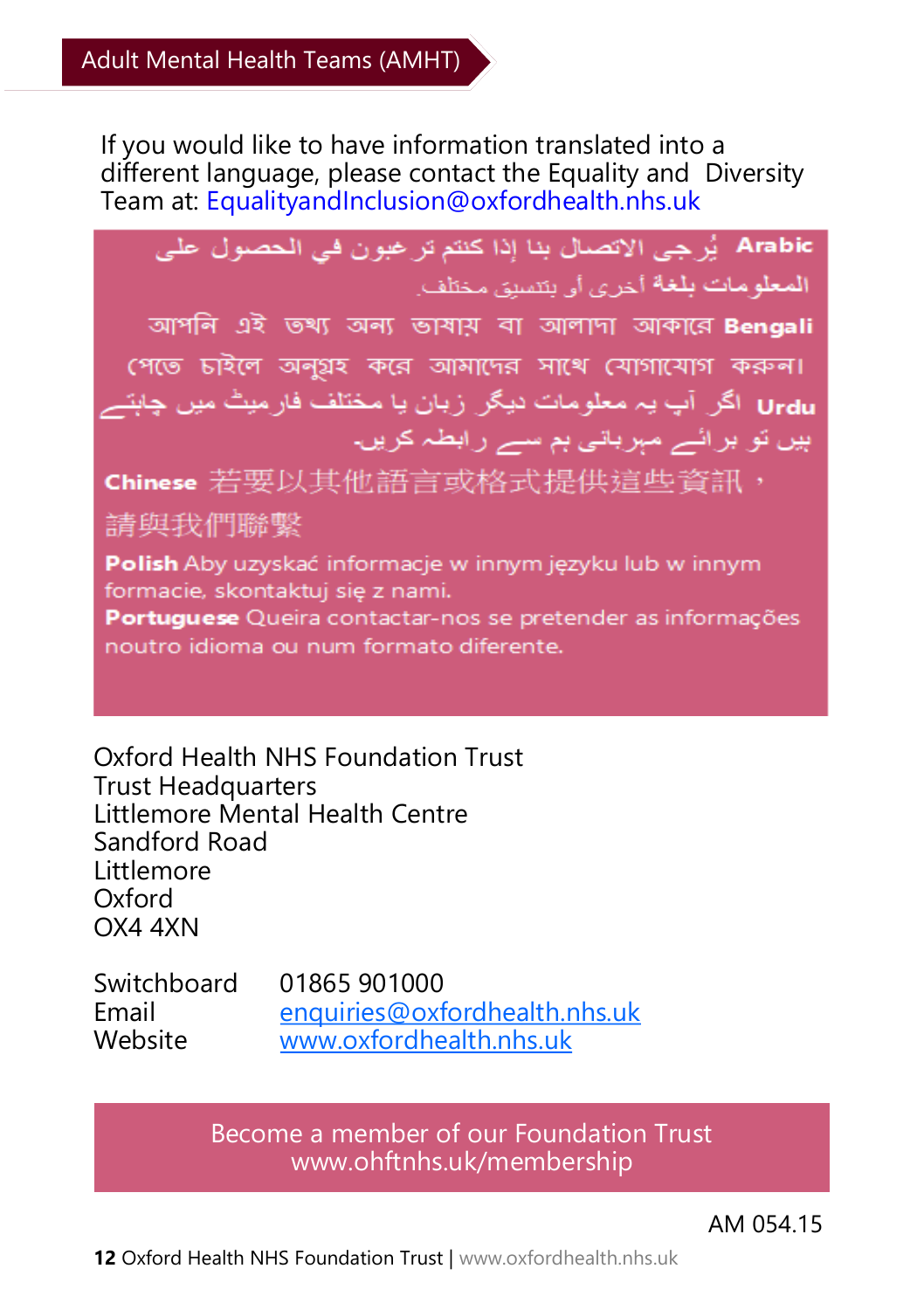Adult Mental Health Teams (AMHT)

If you would like to have information translated into a different language, please contact the Equality and Diversity Team at: EqualityandInclusion@oxfordhealth.nhs.uk

**Arabic** يُرجى الاتصال بنا إذا كنتم ترغبون في الحصول على المعلومات بلغة أخرى أو بتنسيق مختلف.

**Bengali** আপনি এই তথ্য অন্য ভাষায় বা আলাদা আকারে পেতে চাইলে অনুগ্রহ করে আমাদের সাথে যোগাযোগ করুন।

**Urdu** اگر آپ یہ معلومات دیگر زبان یا مختلف فارمیٹ میں چاہتے ہیں تو برائے مہربانی ہم سے رابطہ کریں۔

**Chinese** 若要以其他語言或格式提供這些資訊，請與我們聯繫

**Polish** Aby uzyskać informacje w innym języku lub w innym formacie, skontaktuj się z nami.

**Portuguese** Queira contactar-nos se pretender as informações noutro idioma ou num formato diferente.

Oxford Health NHS Foundation Trust
Trust Headquarters
Littlemore Mental Health Centre
Sandford Road
Littlemore
Oxford
OX4 4XN

| | |
|---|---|
| Switchboard | 01865 901000 |
| Email | enquiries@oxfordhealth.nhs.uk |
| Website | www.oxfordhealth.nhs.uk |

Become a member of our Foundation Trust
www.ohftnhs.uk/membership

AM 054.15